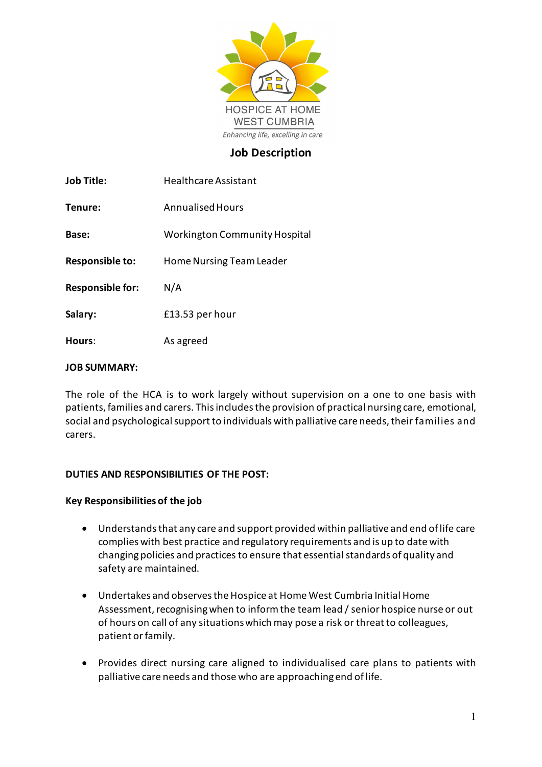HOSPICE AT HOME
WEST CUMBRIA
*Enhancing life, excelling in care*

# Job Description

**Job Title:** Healthcare Assistant

**Tenure:** Annualised Hours

**Base:** Workington Community Hospital

**Responsible to:** Home Nursing Team Leader

**Responsible for:** N/A

**Salary:** £13.53 per hour

**Hours**: As agreed

**JOB SUMMARY:**

The role of the HCA is to work largely without supervision on a one to one basis with patients, families and carers. This includes the provision of practical nursing care, emotional, social and psychological support to individuals with palliative care needs, their families and carers.

**DUTIES AND RESPONSIBILITIES OF THE POST:**

**Key Responsibilities of the job**

- Understands that any care and support provided within palliative and end of life care complies with best practice and regulatory requirements and is up to date with changing policies and practices to ensure that essential standards of quality and safety are maintained.
- Undertakes and observes the Hospice at Home West Cumbria Initial Home Assessment, recognising when to inform the team lead / senior hospice nurse or out of hours on call of any situations which may pose a risk or threat to colleagues, patient or family.
- Provides direct nursing care aligned to individualised care plans to patients with palliative care needs and those who are approaching end of life.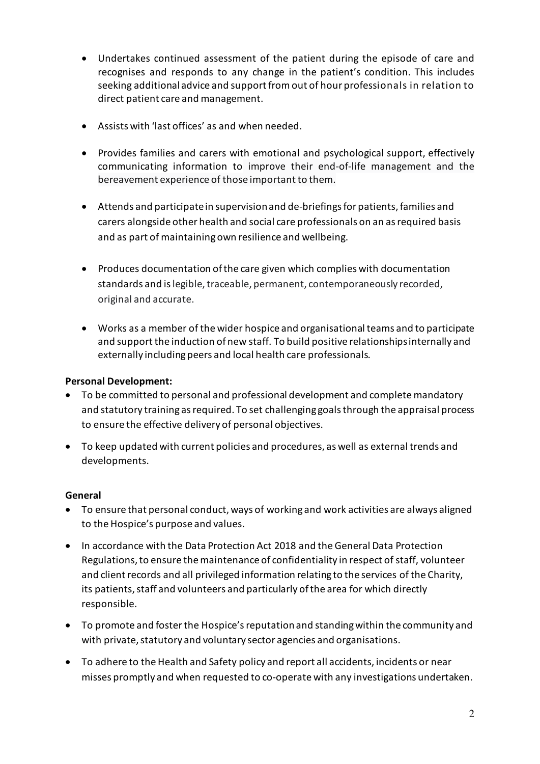- Undertakes continued assessment of the patient during the episode of care and recognises and responds to any change in the patient's condition. This includes seeking additional advice and support from out of hour professionals in relation to direct patient care and management.

- Assists with 'last offices' as and when needed.

- Provides families and carers with emotional and psychological support, effectively communicating information to improve their end-of-life management and the bereavement experience of those important to them.

- Attends and participate in supervision and de-briefings for patients, families and carers alongside other health and social care professionals on an as required basis and as part of maintaining own resilience and wellbeing.

- Produces documentation of the care given which complies with documentation standards and is legible, traceable, permanent, contemporaneously recorded, original and accurate.

- Works as a member of the wider hospice and organisational teams and to participate and support the induction of new staff. To build positive relationships internally and externally including peers and local health care professionals.

**Personal Development:**

- To be committed to personal and professional development and complete mandatory and statutory training as required. To set challenging goals through the appraisal process to ensure the effective delivery of personal objectives.

- To keep updated with current policies and procedures, as well as external trends and developments.

**General**

- To ensure that personal conduct, ways of working and work activities are always aligned to the Hospice's purpose and values.

- In accordance with the Data Protection Act 2018 and the General Data Protection Regulations, to ensure the maintenance of confidentiality in respect of staff, volunteer and client records and all privileged information relating to the services of the Charity, its patients, staff and volunteers and particularly of the area for which directly responsible.

- To promote and foster the Hospice's reputation and standing within the community and with private, statutory and voluntary sector agencies and organisations.

- To adhere to the Health and Safety policy and report all accidents, incidents or near misses promptly and when requested to co-operate with any investigations undertaken.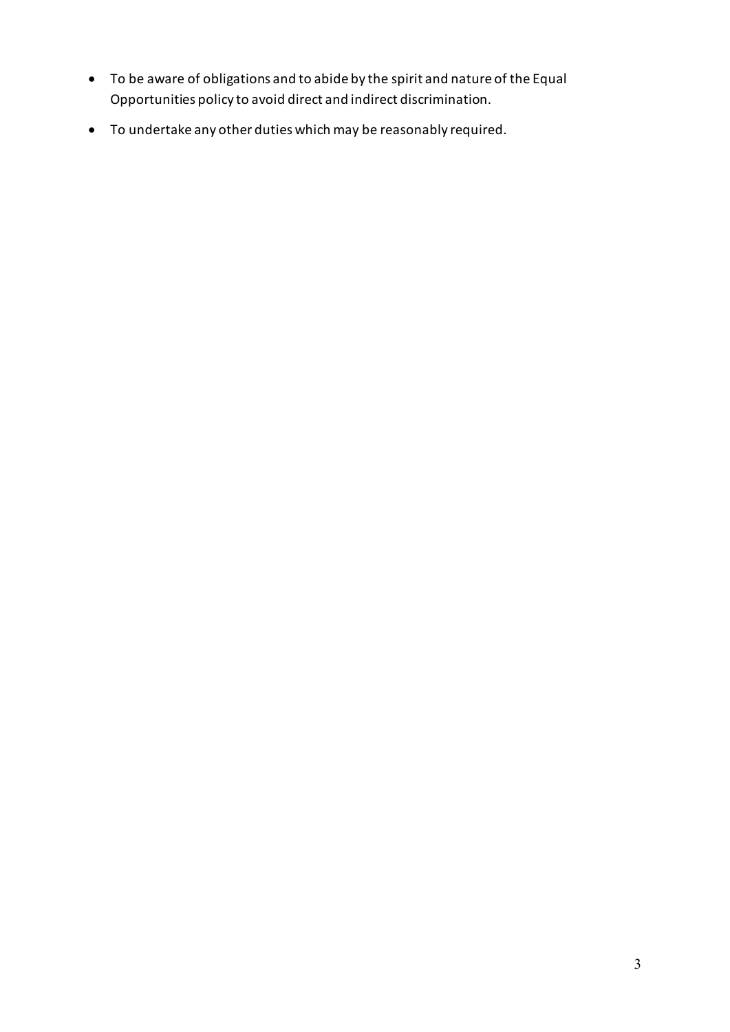- To be aware of obligations and to abide by the spirit and nature of the Equal Opportunities policy to avoid direct and indirect discrimination.
- To undertake any other duties which may be reasonably required.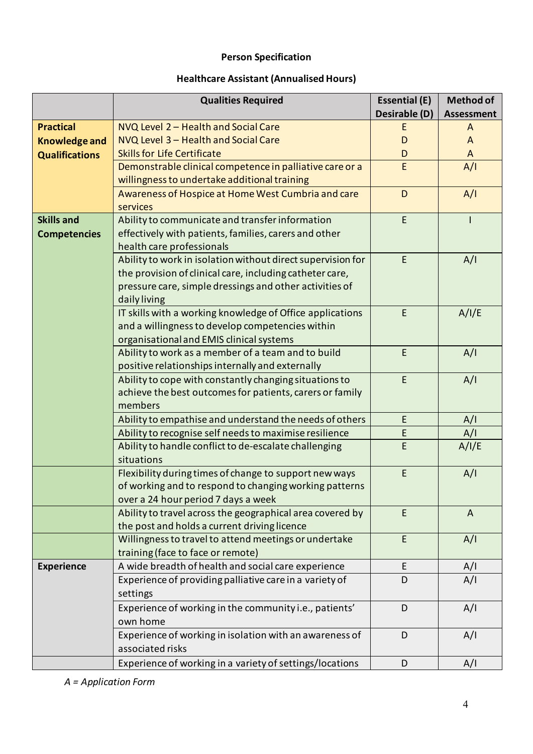**Person Specification**

**Healthcare Assistant (Annualised Hours)**

| | Qualities Required | Essential (E) Desirable (D) | Method of Assessment |
|---|---|---|---|
| **Practical Knowledge and Qualifications** | NVQ Level 2 – Health and Social Care | E | A |
| | NVQ Level 3 – Health and Social Care | D | A |
| | Skills for Life Certificate | D | A |
| | Demonstrable clinical competence in palliative care or a willingness to undertake additional training | E | A/I |
| | Awareness of Hospice at Home West Cumbria and care services | D | A/I |
| **Skills and Competencies** | Ability to communicate and transfer information effectively with patients, families, carers and other health care professionals | E | I |
| | Ability to work in isolation without direct supervision for the provision of clinical care, including catheter care, pressure care, simple dressings and other activities of daily living | E | A/I |
| | IT skills with a working knowledge of Office applications and a willingness to develop competencies within organisational and EMIS clinical systems | E | A/I/E |
| | Ability to work as a member of a team and to build positive relationships internally and externally | E | A/I |
| | Ability to cope with constantly changing situations to achieve the best outcomes for patients, carers or family members | E | A/I |
| | Ability to empathise and understand the needs of others | E | A/I |
| | Ability to recognise self needs to maximise resilience | E | A/I |
| | Ability to handle conflict to de-escalate challenging situations | E | A/I/E |
| | Flexibility during times of change to support new ways of working and to respond to changing working patterns over a 24 hour period 7 days a week | E | A/I |
| | Ability to travel across the geographical area covered by the post and holds a current driving licence | E | A |
| | Willingness to travel to attend meetings or undertake training (face to face or remote) | E | A/I |
| **Experience** | A wide breadth of health and social care experience | E | A/I |
| | Experience of providing palliative care in a variety of settings | D | A/I |
| | Experience of working in the community i.e., patients' own home | D | A/I |
| | Experience of working in isolation with an awareness of associated risks | D | A/I |
| | Experience of working in a variety of settings/locations | D | A/I |

*A = Application Form*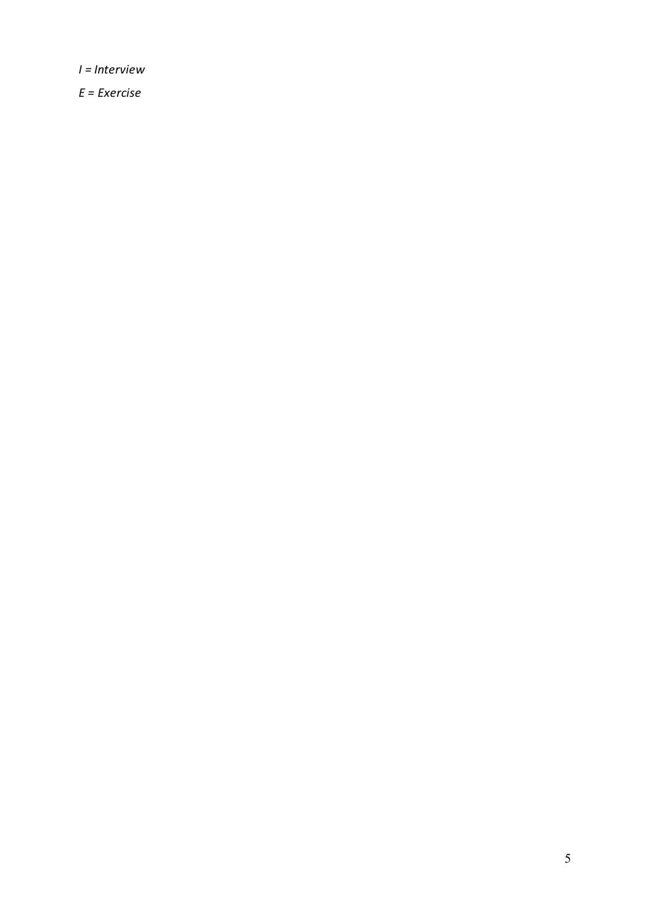*I = Interview*

*E = Exercise*